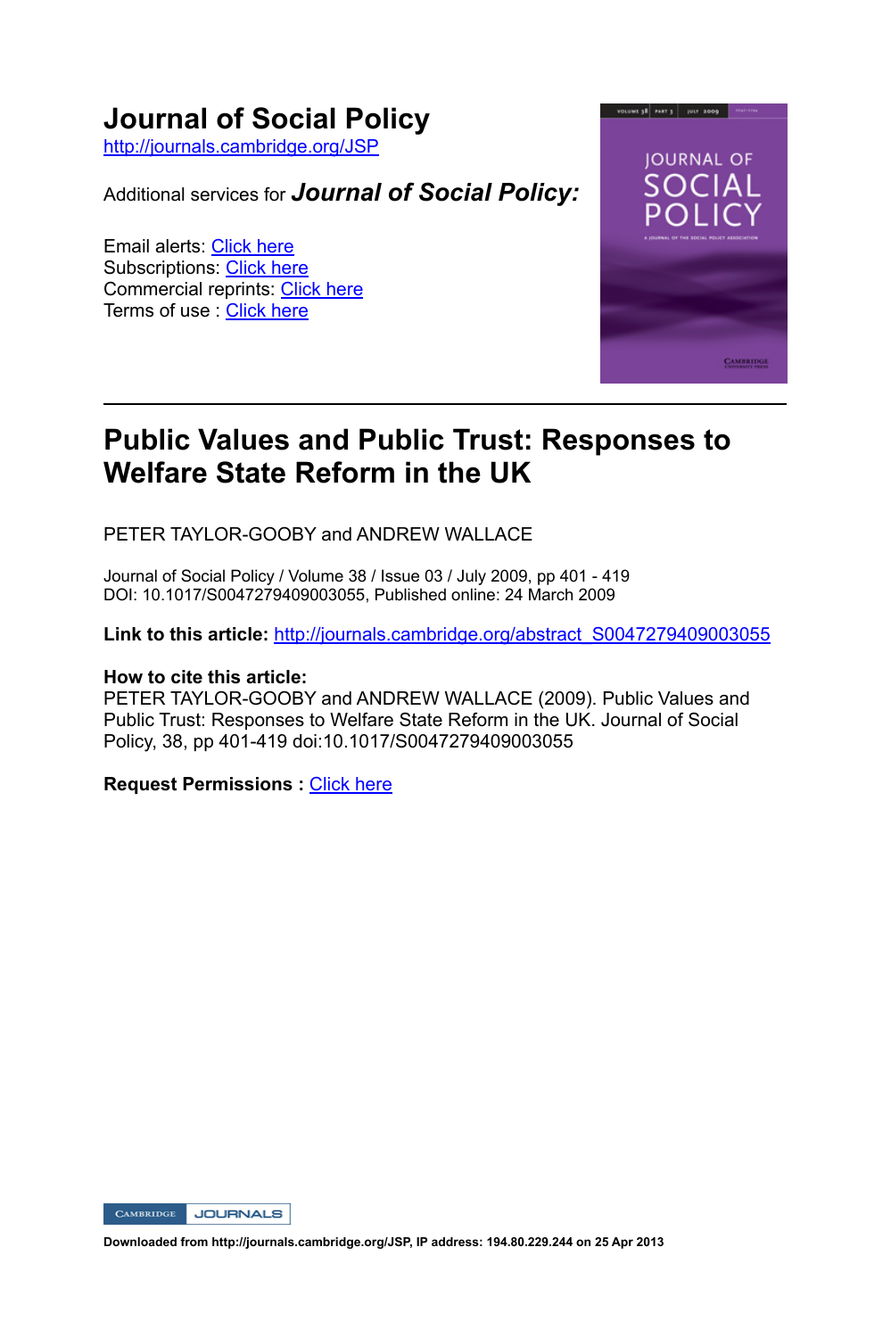# Journal of Social Policy

http://journals.cambridge.org/JSP

Additional services for ***Journal of Social Policy:***

Email alerts: Click here
Subscriptions: Click here
Commercial reprints: Click here
Terms of use : Click here

---

## Public Values and Public Trust: Responses to Welfare State Reform in the UK

PETER TAYLOR-GOOBY and ANDREW WALLACE

Journal of Social Policy / Volume 38 / Issue 03 / July 2009, pp 401 - 419
DOI: 10.1017/S0047279409003055, Published online: 24 March 2009

**Link to this article:** http://journals.cambridge.org/abstract_S0047279409003055

**How to cite this article:**
PETER TAYLOR-GOOBY and ANDREW WALLACE (2009). Public Values and Public Trust: Responses to Welfare State Reform in the UK. Journal of Social Policy, 38, pp 401-419 doi:10.1017/S0047279409003055

**Request Permissions :** Click here

**Downloaded from http://journals.cambridge.org/JSP, IP address: 194.80.229.244 on 25 Apr 2013**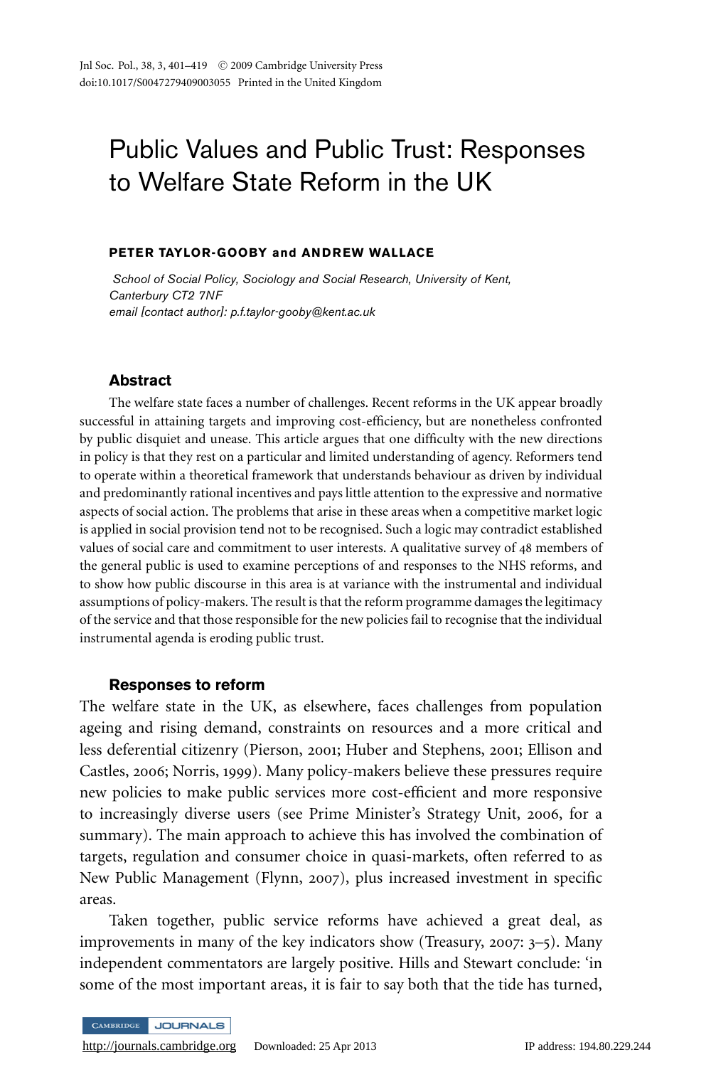# Public Values and Public Trust: Responses to Welfare State Reform in the UK

**PETER TAYLOR-GOOBY and ANDREW WALLACE**

*School of Social Policy, Sociology and Social Research, University of Kent, Canterbury CT2 7NF*
*email [contact author]: p.f.taylor-gooby@kent.ac.uk*

## Abstract

The welfare state faces a number of challenges. Recent reforms in the UK appear broadly successful in attaining targets and improving cost-efficiency, but are nonetheless confronted by public disquiet and unease. This article argues that one difficulty with the new directions in policy is that they rest on a particular and limited understanding of agency. Reformers tend to operate within a theoretical framework that understands behaviour as driven by individual and predominantly rational incentives and pays little attention to the expressive and normative aspects of social action. The problems that arise in these areas when a competitive market logic is applied in social provision tend not to be recognised. Such a logic may contradict established values of social care and commitment to user interests. A qualitative survey of 48 members of the general public is used to examine perceptions of and responses to the NHS reforms, and to show how public discourse in this area is at variance with the instrumental and individual assumptions of policy-makers. The result is that the reform programme damages the legitimacy of the service and that those responsible for the new policies fail to recognise that the individual instrumental agenda is eroding public trust.

## Responses to reform

The welfare state in the UK, as elsewhere, faces challenges from population ageing and rising demand, constraints on resources and a more critical and less deferential citizenry (Pierson, 2001; Huber and Stephens, 2001; Ellison and Castles, 2006; Norris, 1999). Many policy-makers believe these pressures require new policies to make public services more cost-efficient and more responsive to increasingly diverse users (see Prime Minister's Strategy Unit, 2006, for a summary). The main approach to achieve this has involved the combination of targets, regulation and consumer choice in quasi-markets, often referred to as New Public Management (Flynn, 2007), plus increased investment in specific areas.

Taken together, public service reforms have achieved a great deal, as improvements in many of the key indicators show (Treasury, 2007: 3–5). Many independent commentators are largely positive. Hills and Stewart conclude: 'in some of the most important areas, it is fair to say both that the tide has turned,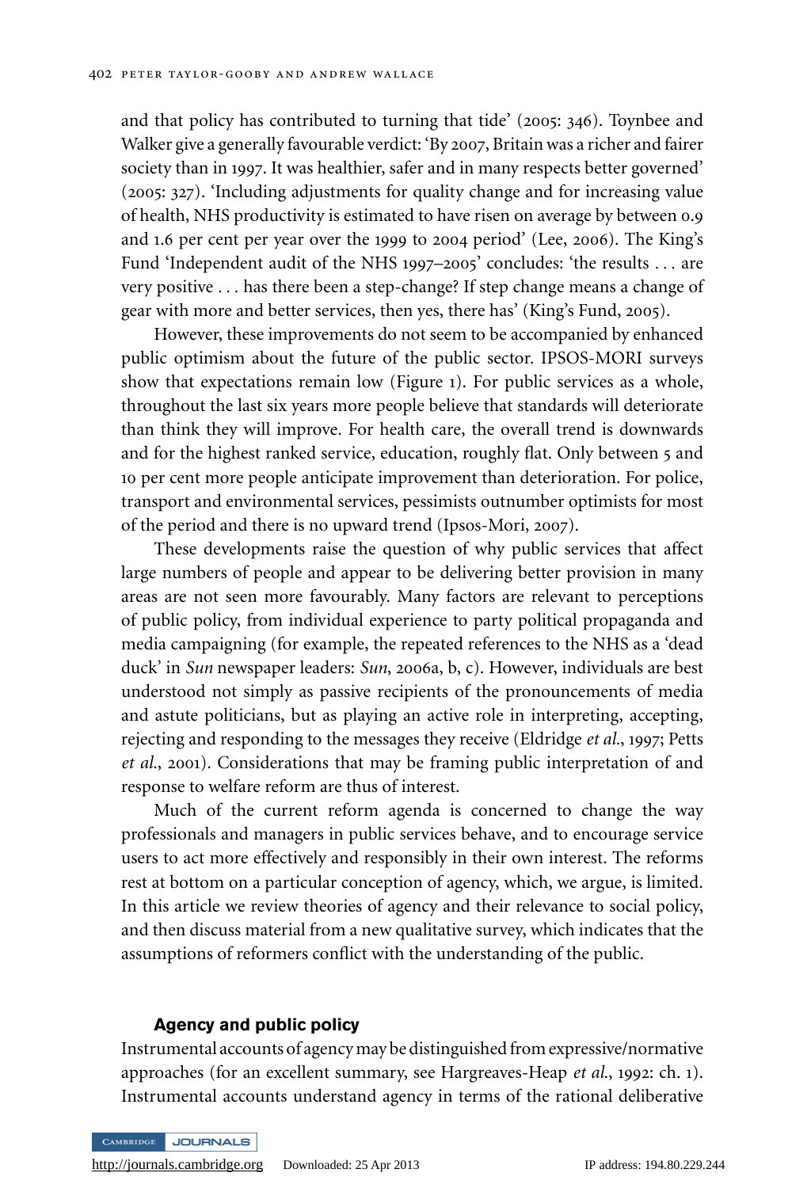and that policy has contributed to turning that tide' (2005: 346). Toynbee and Walker give a generally favourable verdict: 'By 2007, Britain was a richer and fairer society than in 1997. It was healthier, safer and in many respects better governed' (2005: 327). 'Including adjustments for quality change and for increasing value of health, NHS productivity is estimated to have risen on average by between 0.9 and 1.6 per cent per year over the 1999 to 2004 period' (Lee, 2006). The King's Fund 'Independent audit of the NHS 1997–2005' concludes: 'the results . . . are very positive . . . has there been a step-change? If step change means a change of gear with more and better services, then yes, there has' (King's Fund, 2005).

However, these improvements do not seem to be accompanied by enhanced public optimism about the future of the public sector. IPSOS-MORI surveys show that expectations remain low (Figure 1). For public services as a whole, throughout the last six years more people believe that standards will deteriorate than think they will improve. For health care, the overall trend is downwards and for the highest ranked service, education, roughly flat. Only between 5 and 10 per cent more people anticipate improvement than deterioration. For police, transport and environmental services, pessimists outnumber optimists for most of the period and there is no upward trend (Ipsos-Mori, 2007).

These developments raise the question of why public services that affect large numbers of people and appear to be delivering better provision in many areas are not seen more favourably. Many factors are relevant to perceptions of public policy, from individual experience to party political propaganda and media campaigning (for example, the repeated references to the NHS as a 'dead duck' in *Sun* newspaper leaders: *Sun*, 2006a, b, c). However, individuals are best understood not simply as passive recipients of the pronouncements of media and astute politicians, but as playing an active role in interpreting, accepting, rejecting and responding to the messages they receive (Eldridge *et al.*, 1997; Petts *et al.*, 2001). Considerations that may be framing public interpretation of and response to welfare reform are thus of interest.

Much of the current reform agenda is concerned to change the way professionals and managers in public services behave, and to encourage service users to act more effectively and responsibly in their own interest. The reforms rest at bottom on a particular conception of agency, which, we argue, is limited. In this article we review theories of agency and their relevance to social policy, and then discuss material from a new qualitative survey, which indicates that the assumptions of reformers conflict with the understanding of the public.

## Agency and public policy

Instrumental accounts of agency may be distinguished from expressive/normative approaches (for an excellent summary, see Hargreaves-Heap *et al.*, 1992: ch. 1). Instrumental accounts understand agency in terms of the rational deliberative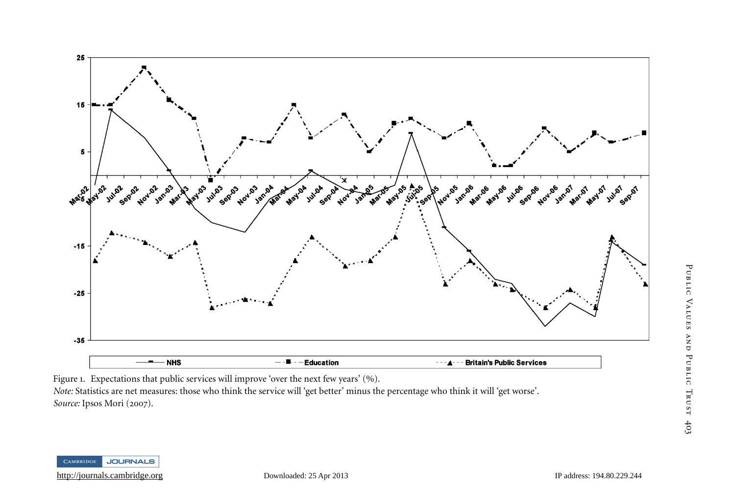Figure 1. Expectations that public services will improve 'over the next few years' (%).

*Note:* Statistics are net measures: those who think the service will 'get better' minus the percentage who think it will 'get worse'.

*Source:* Ipsos Mori (2007).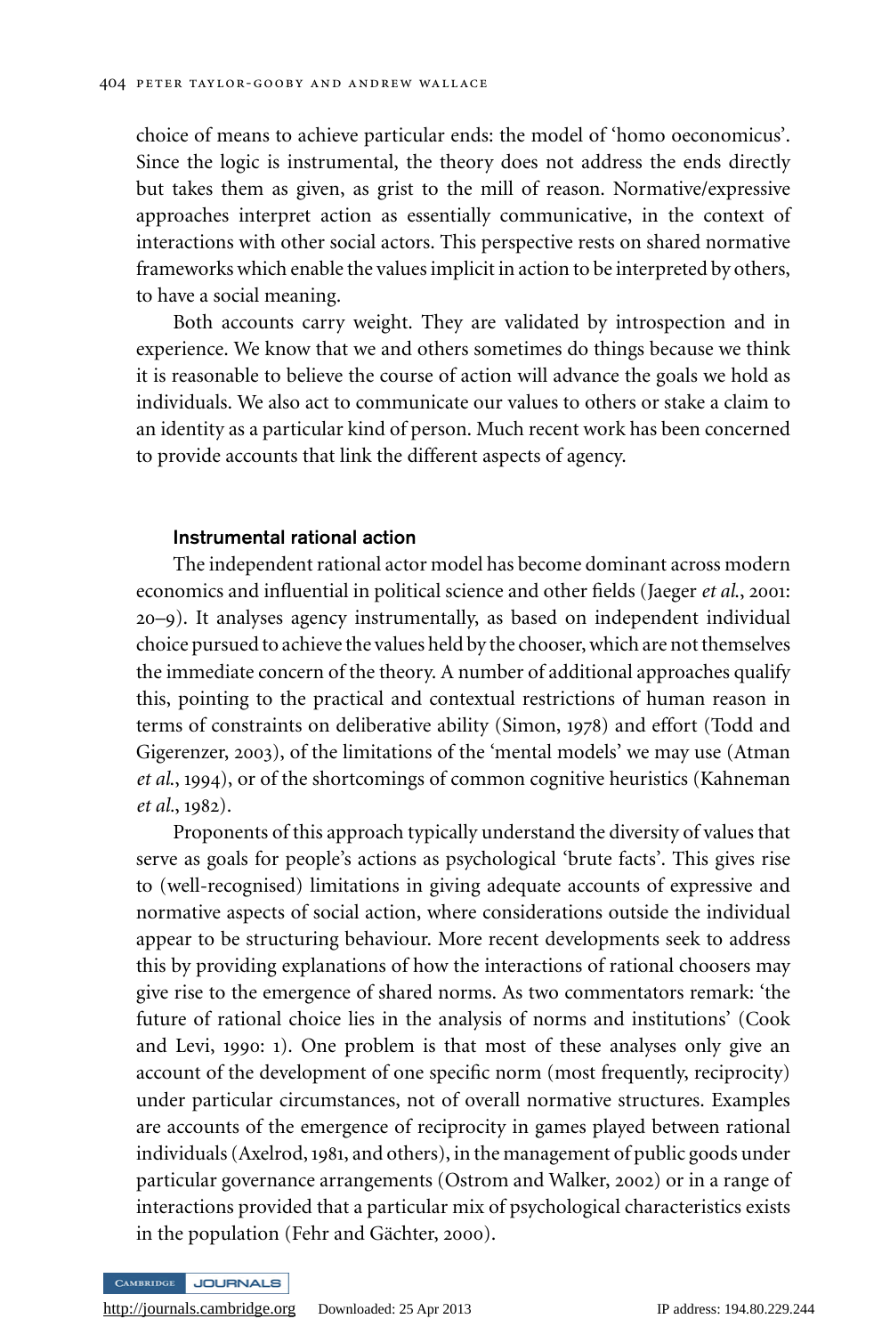choice of means to achieve particular ends: the model of 'homo oeconomicus'. Since the logic is instrumental, the theory does not address the ends directly but takes them as given, as grist to the mill of reason. Normative/expressive approaches interpret action as essentially communicative, in the context of interactions with other social actors. This perspective rests on shared normative frameworks which enable the values implicit in action to be interpreted by others, to have a social meaning.

Both accounts carry weight. They are validated by introspection and in experience. We know that we and others sometimes do things because we think it is reasonable to believe the course of action will advance the goals we hold as individuals. We also act to communicate our values to others or stake a claim to an identity as a particular kind of person. Much recent work has been concerned to provide accounts that link the different aspects of agency.

### Instrumental rational action

The independent rational actor model has become dominant across modern economics and influential in political science and other fields (Jaeger *et al.*, 2001: 20–9). It analyses agency instrumentally, as based on independent individual choice pursued to achieve the values held by the chooser, which are not themselves the immediate concern of the theory. A number of additional approaches qualify this, pointing to the practical and contextual restrictions of human reason in terms of constraints on deliberative ability (Simon, 1978) and effort (Todd and Gigerenzer, 2003), of the limitations of the 'mental models' we may use (Atman *et al.*, 1994), or of the shortcomings of common cognitive heuristics (Kahneman *et al.*, 1982).

Proponents of this approach typically understand the diversity of values that serve as goals for people's actions as psychological 'brute facts'. This gives rise to (well-recognised) limitations in giving adequate accounts of expressive and normative aspects of social action, where considerations outside the individual appear to be structuring behaviour. More recent developments seek to address this by providing explanations of how the interactions of rational choosers may give rise to the emergence of shared norms. As two commentators remark: 'the future of rational choice lies in the analysis of norms and institutions' (Cook and Levi, 1990: 1). One problem is that most of these analyses only give an account of the development of one specific norm (most frequently, reciprocity) under particular circumstances, not of overall normative structures. Examples are accounts of the emergence of reciprocity in games played between rational individuals (Axelrod, 1981, and others), in the management of public goods under particular governance arrangements (Ostrom and Walker, 2002) or in a range of interactions provided that a particular mix of psychological characteristics exists in the population (Fehr and Gächter, 2000).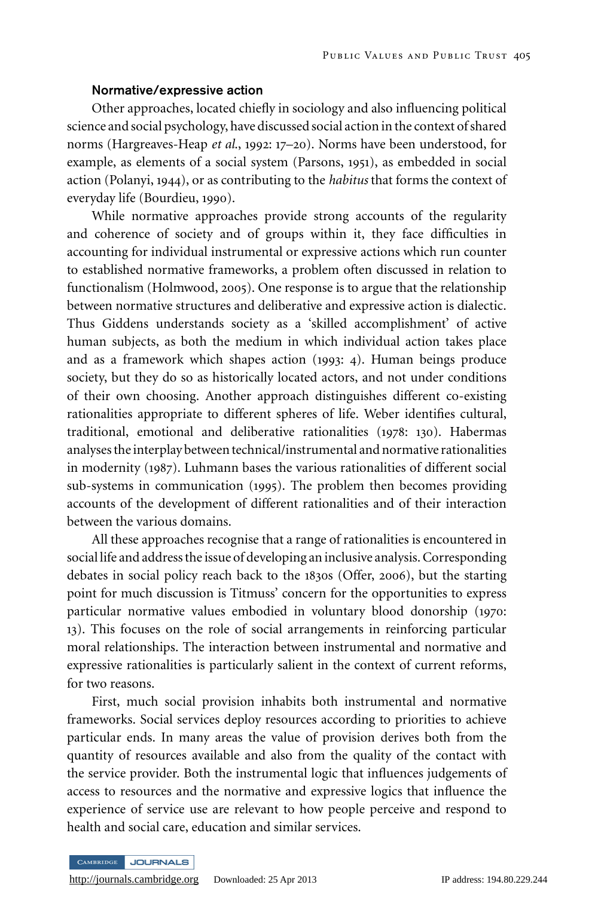### Normative/expressive action

Other approaches, located chiefly in sociology and also influencing political science and social psychology, have discussed social action in the context of shared norms (Hargreaves-Heap *et al.*, 1992: 17–20). Norms have been understood, for example, as elements of a social system (Parsons, 1951), as embedded in social action (Polanyi, 1944), or as contributing to the *habitus* that forms the context of everyday life (Bourdieu, 1990).

While normative approaches provide strong accounts of the regularity and coherence of society and of groups within it, they face difficulties in accounting for individual instrumental or expressive actions which run counter to established normative frameworks, a problem often discussed in relation to functionalism (Holmwood, 2005). One response is to argue that the relationship between normative structures and deliberative and expressive action is dialectic. Thus Giddens understands society as a 'skilled accomplishment' of active human subjects, as both the medium in which individual action takes place and as a framework which shapes action (1993: 4). Human beings produce society, but they do so as historically located actors, and not under conditions of their own choosing. Another approach distinguishes different co-existing rationalities appropriate to different spheres of life. Weber identifies cultural, traditional, emotional and deliberative rationalities (1978: 130). Habermas analyses the interplay between technical/instrumental and normative rationalities in modernity (1987). Luhmann bases the various rationalities of different social sub-systems in communication (1995). The problem then becomes providing accounts of the development of different rationalities and of their interaction between the various domains.

All these approaches recognise that a range of rationalities is encountered in social life and address the issue of developing an inclusive analysis. Corresponding debates in social policy reach back to the 1830s (Offer, 2006), but the starting point for much discussion is Titmuss' concern for the opportunities to express particular normative values embodied in voluntary blood donorship (1970: 13). This focuses on the role of social arrangements in reinforcing particular moral relationships. The interaction between instrumental and normative and expressive rationalities is particularly salient in the context of current reforms, for two reasons.

First, much social provision inhabits both instrumental and normative frameworks. Social services deploy resources according to priorities to achieve particular ends. In many areas the value of provision derives both from the quantity of resources available and also from the quality of the contact with the service provider. Both the instrumental logic that influences judgements of access to resources and the normative and expressive logics that influence the experience of service use are relevant to how people perceive and respond to health and social care, education and similar services.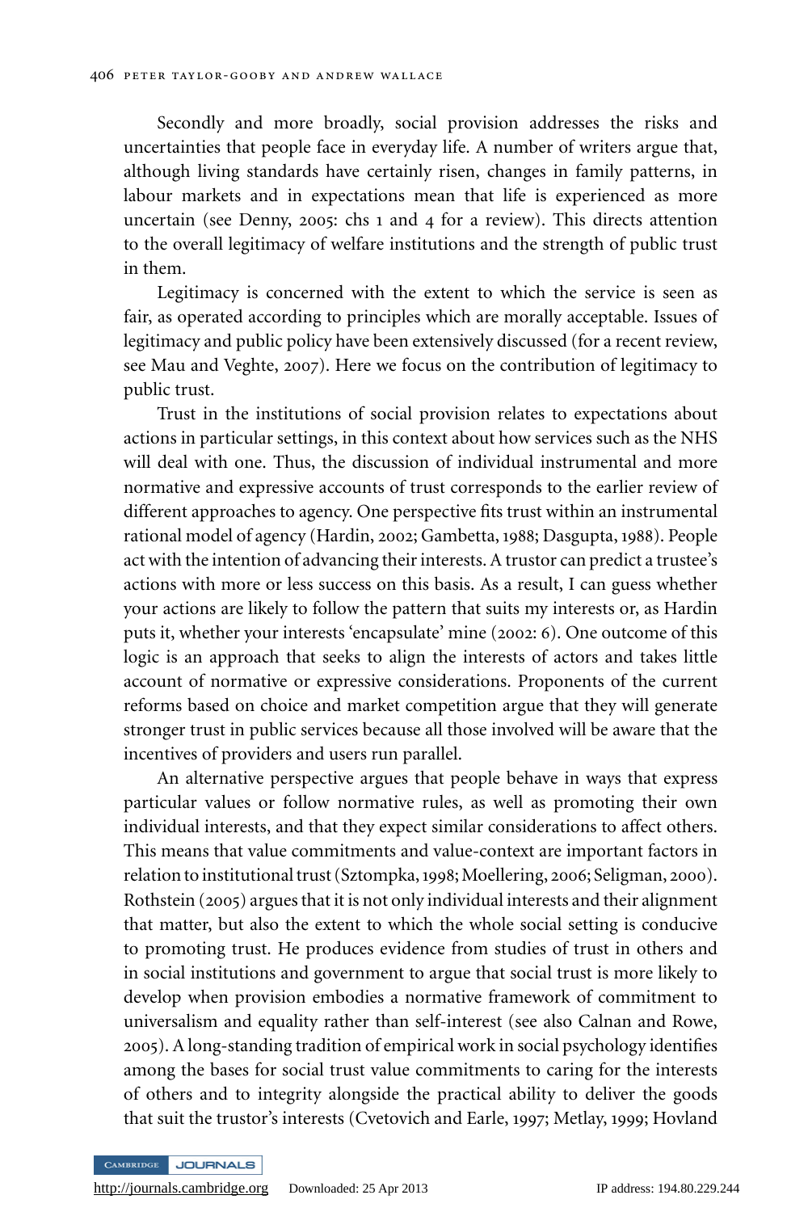Secondly and more broadly, social provision addresses the risks and uncertainties that people face in everyday life. A number of writers argue that, although living standards have certainly risen, changes in family patterns, in labour markets and in expectations mean that life is experienced as more uncertain (see Denny, 2005: chs 1 and 4 for a review). This directs attention to the overall legitimacy of welfare institutions and the strength of public trust in them.

Legitimacy is concerned with the extent to which the service is seen as fair, as operated according to principles which are morally acceptable. Issues of legitimacy and public policy have been extensively discussed (for a recent review, see Mau and Veghte, 2007). Here we focus on the contribution of legitimacy to public trust.

Trust in the institutions of social provision relates to expectations about actions in particular settings, in this context about how services such as the NHS will deal with one. Thus, the discussion of individual instrumental and more normative and expressive accounts of trust corresponds to the earlier review of different approaches to agency. One perspective fits trust within an instrumental rational model of agency (Hardin, 2002; Gambetta, 1988; Dasgupta, 1988). People act with the intention of advancing their interests. A trustor can predict a trustee's actions with more or less success on this basis. As a result, I can guess whether your actions are likely to follow the pattern that suits my interests or, as Hardin puts it, whether your interests 'encapsulate' mine (2002: 6). One outcome of this logic is an approach that seeks to align the interests of actors and takes little account of normative or expressive considerations. Proponents of the current reforms based on choice and market competition argue that they will generate stronger trust in public services because all those involved will be aware that the incentives of providers and users run parallel.

An alternative perspective argues that people behave in ways that express particular values or follow normative rules, as well as promoting their own individual interests, and that they expect similar considerations to affect others. This means that value commitments and value-context are important factors in relation to institutional trust (Sztompka, 1998; Moellering, 2006; Seligman, 2000). Rothstein (2005) argues that it is not only individual interests and their alignment that matter, but also the extent to which the whole social setting is conducive to promoting trust. He produces evidence from studies of trust in others and in social institutions and government to argue that social trust is more likely to develop when provision embodies a normative framework of commitment to universalism and equality rather than self-interest (see also Calnan and Rowe, 2005). A long-standing tradition of empirical work in social psychology identifies among the bases for social trust value commitments to caring for the interests of others and to integrity alongside the practical ability to deliver the goods that suit the trustor's interests (Cvetovich and Earle, 1997; Metlay, 1999; Hovland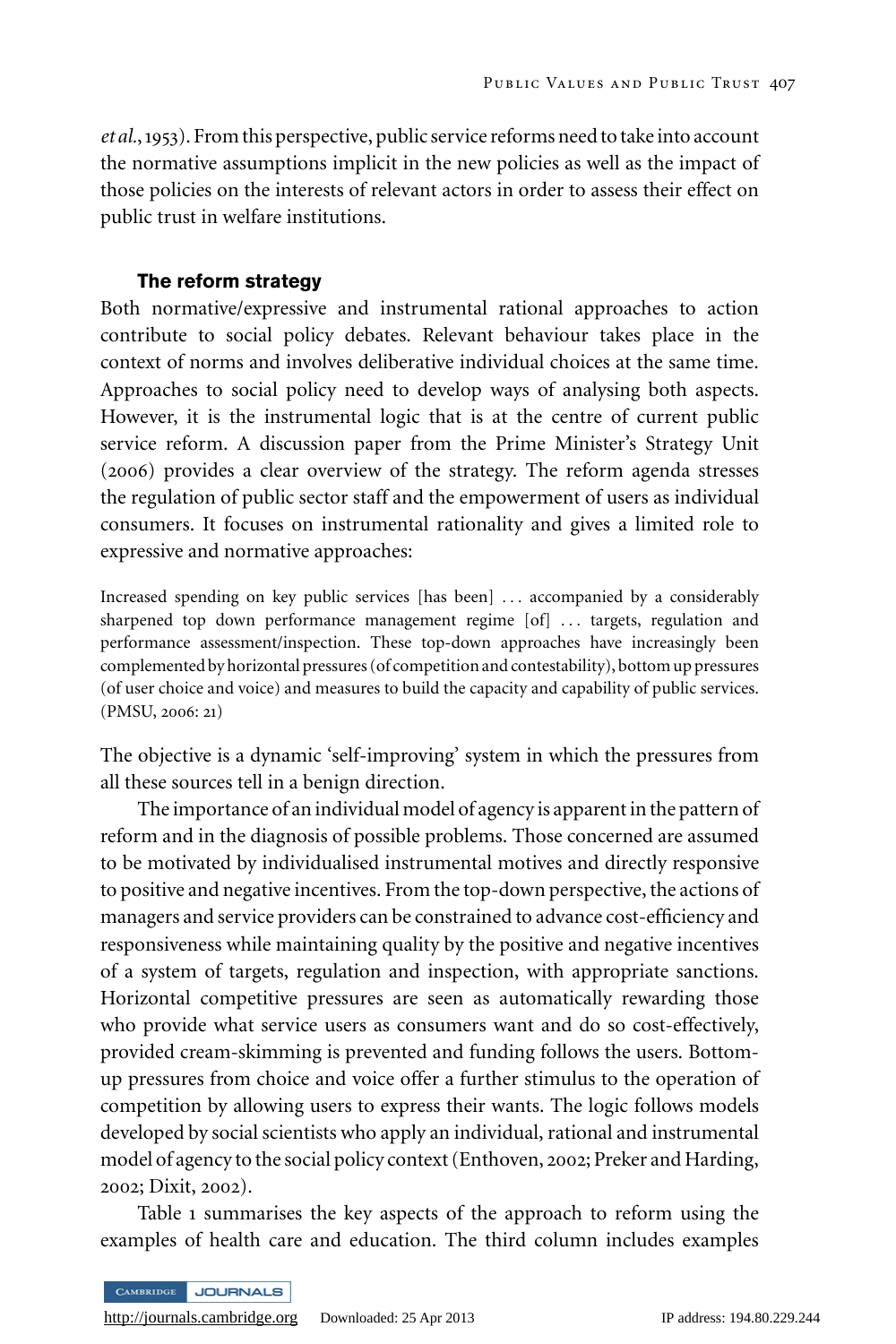*et al.*, 1953). From this perspective, public service reforms need to take into account the normative assumptions implicit in the new policies as well as the impact of those policies on the interests of relevant actors in order to assess their effect on public trust in welfare institutions.

### The reform strategy

Both normative/expressive and instrumental rational approaches to action contribute to social policy debates. Relevant behaviour takes place in the context of norms and involves deliberative individual choices at the same time. Approaches to social policy need to develop ways of analysing both aspects. However, it is the instrumental logic that is at the centre of current public service reform. A discussion paper from the Prime Minister's Strategy Unit (2006) provides a clear overview of the strategy. The reform agenda stresses the regulation of public sector staff and the empowerment of users as individual consumers. It focuses on instrumental rationality and gives a limited role to expressive and normative approaches:

> Increased spending on key public services [has been] ... accompanied by a considerably sharpened top down performance management regime [of] ... targets, regulation and performance assessment/inspection. These top-down approaches have increasingly been complemented by horizontal pressures (of competition and contestability), bottom up pressures (of user choice and voice) and measures to build the capacity and capability of public services. (PMSU, 2006: 21)

The objective is a dynamic 'self-improving' system in which the pressures from all these sources tell in a benign direction.

The importance of an individual model of agency is apparent in the pattern of reform and in the diagnosis of possible problems. Those concerned are assumed to be motivated by individualised instrumental motives and directly responsive to positive and negative incentives. From the top-down perspective, the actions of managers and service providers can be constrained to advance cost-efficiency and responsiveness while maintaining quality by the positive and negative incentives of a system of targets, regulation and inspection, with appropriate sanctions. Horizontal competitive pressures are seen as automatically rewarding those who provide what service users as consumers want and do so cost-effectively, provided cream-skimming is prevented and funding follows the users. Bottom-up pressures from choice and voice offer a further stimulus to the operation of competition by allowing users to express their wants. The logic follows models developed by social scientists who apply an individual, rational and instrumental model of agency to the social policy context (Enthoven, 2002; Preker and Harding, 2002; Dixit, 2002).

Table 1 summarises the key aspects of the approach to reform using the examples of health care and education. The third column includes examples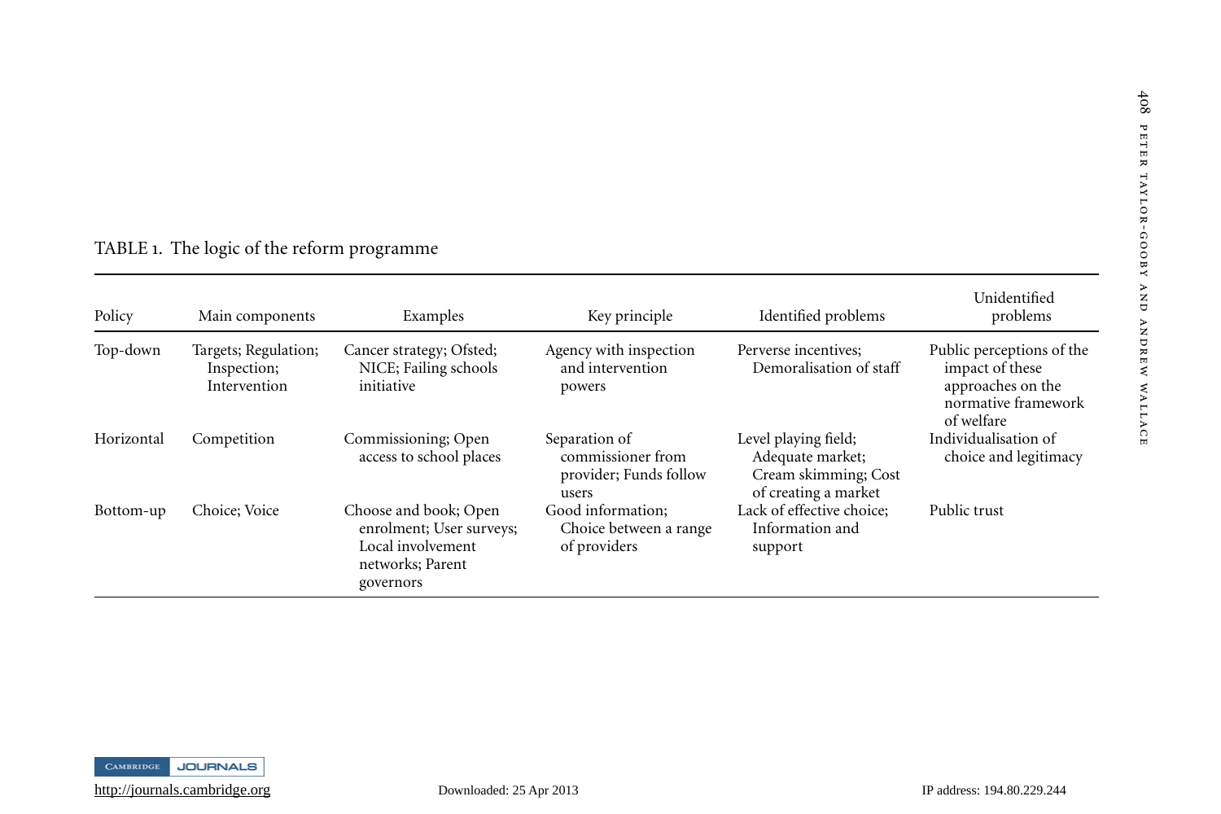TABLE 1. The logic of the reform programme

| Policy | Main components | Examples | Key principle | Identified problems | Unidentified problems |
|---|---|---|---|---|---|
| Top-down | Targets; Regulation; Inspection; Intervention | Cancer strategy; Ofsted; NICE; Failing schools initiative | Agency with inspection and intervention powers | Perverse incentives; Demoralisation of staff | Public perceptions of the impact of these approaches on the normative framework of welfare |
| Horizontal | Competition | Commissioning; Open access to school places | Separation of commissioner from provider; Funds follow users | Level playing field; Adequate market; Cream skimming; Cost of creating a market | Individualisation of choice and legitimacy |
| Bottom-up | Choice; Voice | Choose and book; Open enrolment; User surveys; Local involvement networks; Parent governors | Good information; Choice between a range of providers | Lack of effective choice; Information and support | Public trust |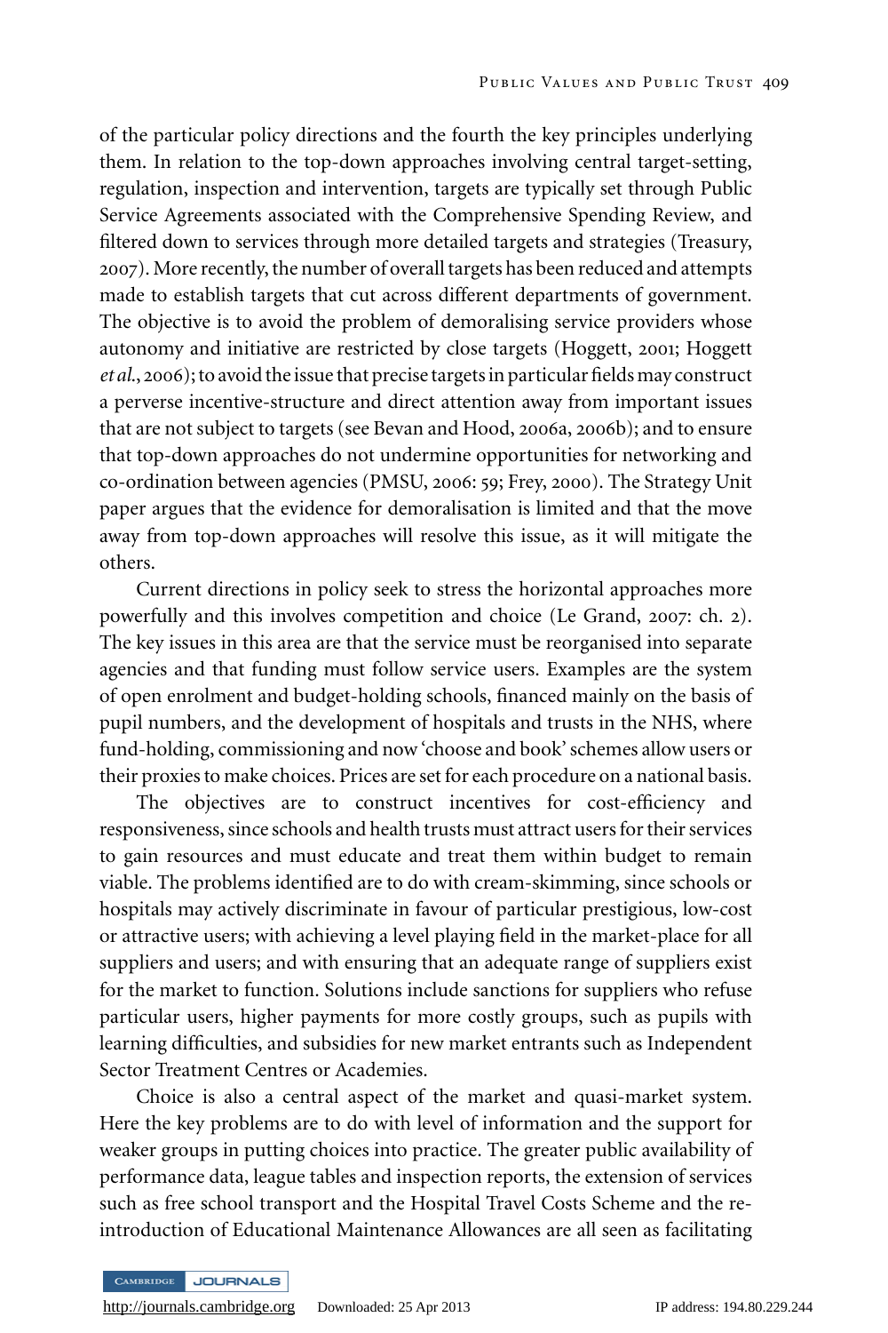of the particular policy directions and the fourth the key principles underlying them. In relation to the top-down approaches involving central target-setting, regulation, inspection and intervention, targets are typically set through Public Service Agreements associated with the Comprehensive Spending Review, and filtered down to services through more detailed targets and strategies (Treasury, 2007). More recently, the number of overall targets has been reduced and attempts made to establish targets that cut across different departments of government. The objective is to avoid the problem of demoralising service providers whose autonomy and initiative are restricted by close targets (Hoggett, 2001; Hoggett *et al.*, 2006); to avoid the issue that precise targets in particular fields may construct a perverse incentive-structure and direct attention away from important issues that are not subject to targets (see Bevan and Hood, 2006a, 2006b); and to ensure that top-down approaches do not undermine opportunities for networking and co-ordination between agencies (PMSU, 2006: 59; Frey, 2000). The Strategy Unit paper argues that the evidence for demoralisation is limited and that the move away from top-down approaches will resolve this issue, as it will mitigate the others.

Current directions in policy seek to stress the horizontal approaches more powerfully and this involves competition and choice (Le Grand, 2007: ch. 2). The key issues in this area are that the service must be reorganised into separate agencies and that funding must follow service users. Examples are the system of open enrolment and budget-holding schools, financed mainly on the basis of pupil numbers, and the development of hospitals and trusts in the NHS, where fund-holding, commissioning and now 'choose and book' schemes allow users or their proxies to make choices. Prices are set for each procedure on a national basis.

The objectives are to construct incentives for cost-efficiency and responsiveness, since schools and health trusts must attract users for their services to gain resources and must educate and treat them within budget to remain viable. The problems identified are to do with cream-skimming, since schools or hospitals may actively discriminate in favour of particular prestigious, low-cost or attractive users; with achieving a level playing field in the market-place for all suppliers and users; and with ensuring that an adequate range of suppliers exist for the market to function. Solutions include sanctions for suppliers who refuse particular users, higher payments for more costly groups, such as pupils with learning difficulties, and subsidies for new market entrants such as Independent Sector Treatment Centres or Academies.

Choice is also a central aspect of the market and quasi-market system. Here the key problems are to do with level of information and the support for weaker groups in putting choices into practice. The greater public availability of performance data, league tables and inspection reports, the extension of services such as free school transport and the Hospital Travel Costs Scheme and the re-introduction of Educational Maintenance Allowances are all seen as facilitating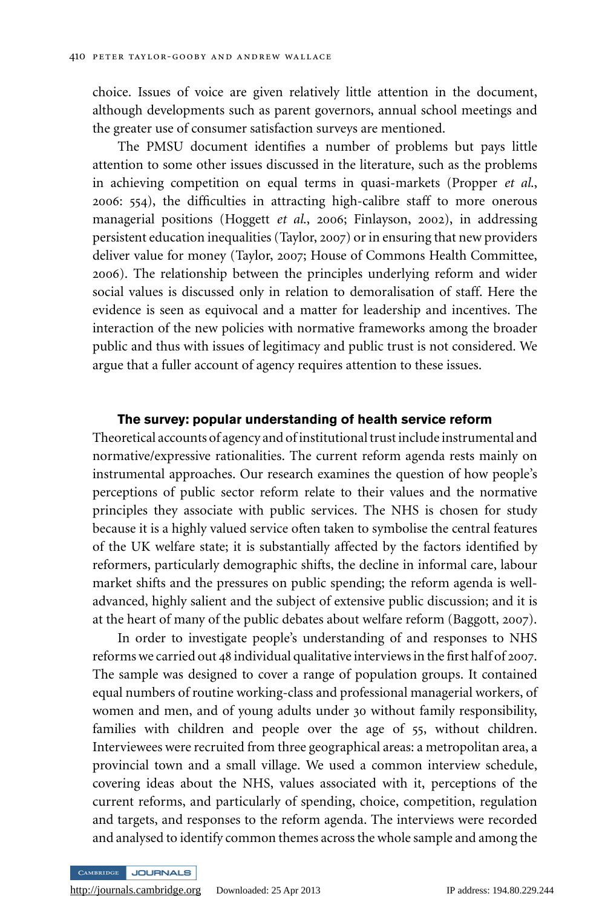choice. Issues of voice are given relatively little attention in the document, although developments such as parent governors, annual school meetings and the greater use of consumer satisfaction surveys are mentioned.

The PMSU document identifies a number of problems but pays little attention to some other issues discussed in the literature, such as the problems in achieving competition on equal terms in quasi-markets (Propper *et al.*, 2006: 554), the difficulties in attracting high-calibre staff to more onerous managerial positions (Hoggett *et al.*, 2006; Finlayson, 2002), in addressing persistent education inequalities (Taylor, 2007) or in ensuring that new providers deliver value for money (Taylor, 2007; House of Commons Health Committee, 2006). The relationship between the principles underlying reform and wider social values is discussed only in relation to demoralisation of staff. Here the evidence is seen as equivocal and a matter for leadership and incentives. The interaction of the new policies with normative frameworks among the broader public and thus with issues of legitimacy and public trust is not considered. We argue that a fuller account of agency requires attention to these issues.

## The survey: popular understanding of health service reform

Theoretical accounts of agency and of institutional trust include instrumental and normative/expressive rationalities. The current reform agenda rests mainly on instrumental approaches. Our research examines the question of how people's perceptions of public sector reform relate to their values and the normative principles they associate with public services. The NHS is chosen for study because it is a highly valued service often taken to symbolise the central features of the UK welfare state; it is substantially affected by the factors identified by reformers, particularly demographic shifts, the decline in informal care, labour market shifts and the pressures on public spending; the reform agenda is well-advanced, highly salient and the subject of extensive public discussion; and it is at the heart of many of the public debates about welfare reform (Baggott, 2007).

In order to investigate people's understanding of and responses to NHS reforms we carried out 48 individual qualitative interviews in the first half of 2007. The sample was designed to cover a range of population groups. It contained equal numbers of routine working-class and professional managerial workers, of women and men, and of young adults under 30 without family responsibility, families with children and people over the age of 55, without children. Interviewees were recruited from three geographical areas: a metropolitan area, a provincial town and a small village. We used a common interview schedule, covering ideas about the NHS, values associated with it, perceptions of the current reforms, and particularly of spending, choice, competition, regulation and targets, and responses to the reform agenda. The interviews were recorded and analysed to identify common themes across the whole sample and among the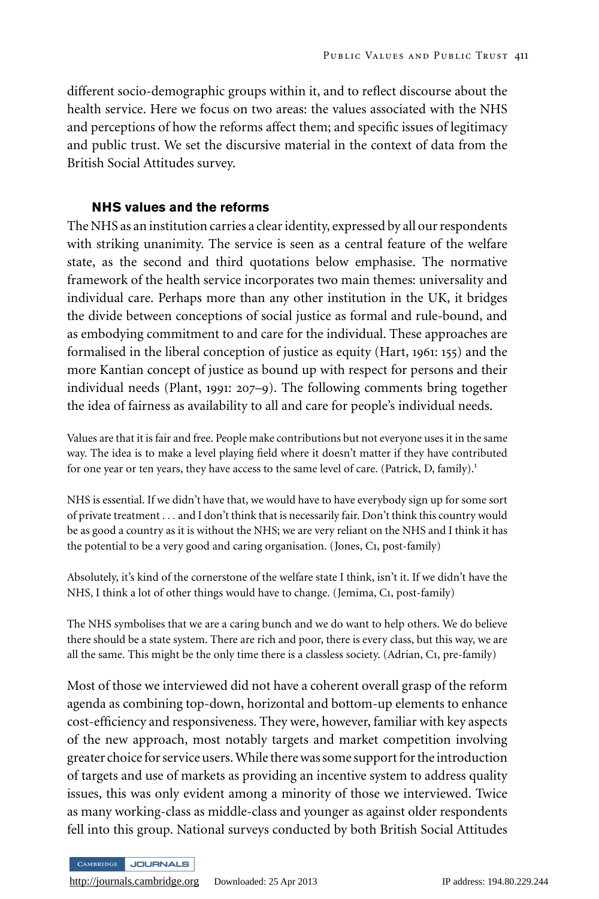different socio-demographic groups within it, and to reflect discourse about the health service. Here we focus on two areas: the values associated with the NHS and perceptions of how the reforms affect them; and specific issues of legitimacy and public trust. We set the discursive material in the context of data from the British Social Attitudes survey.

### NHS values and the reforms

The NHS as an institution carries a clear identity, expressed by all our respondents with striking unanimity. The service is seen as a central feature of the welfare state, as the second and third quotations below emphasise. The normative framework of the health service incorporates two main themes: universality and individual care. Perhaps more than any other institution in the UK, it bridges the divide between conceptions of social justice as formal and rule-bound, and as embodying commitment to and care for the individual. These approaches are formalised in the liberal conception of justice as equity (Hart, 1961: 155) and the more Kantian concept of justice as bound up with respect for persons and their individual needs (Plant, 1991: 207–9). The following comments bring together the idea of fairness as availability to all and care for people's individual needs.

Values are that it is fair and free. People make contributions but not everyone uses it in the same way. The idea is to make a level playing field where it doesn't matter if they have contributed for one year or ten years, they have access to the same level of care. (Patrick, D, family).[1]

NHS is essential. If we didn't have that, we would have to have everybody sign up for some sort of private treatment . . . and I don't think that is necessarily fair. Don't think this country would be as good a country as it is without the NHS; we are very reliant on the NHS and I think it has the potential to be a very good and caring organisation. (Jones, C1, post-family)

Absolutely, it's kind of the cornerstone of the welfare state I think, isn't it. If we didn't have the NHS, I think a lot of other things would have to change. (Jemima, C1, post-family)

The NHS symbolises that we are a caring bunch and we do want to help others. We do believe there should be a state system. There are rich and poor, there is every class, but this way, we are all the same. This might be the only time there is a classless society. (Adrian, C1, pre-family)

Most of those we interviewed did not have a coherent overall grasp of the reform agenda as combining top-down, horizontal and bottom-up elements to enhance cost-efficiency and responsiveness. They were, however, familiar with key aspects of the new approach, most notably targets and market competition involving greater choice for service users. While there was some support for the introduction of targets and use of markets as providing an incentive system to address quality issues, this was only evident among a minority of those we interviewed. Twice as many working-class as middle-class and younger as against older respondents fell into this group. National surveys conducted by both British Social Attitudes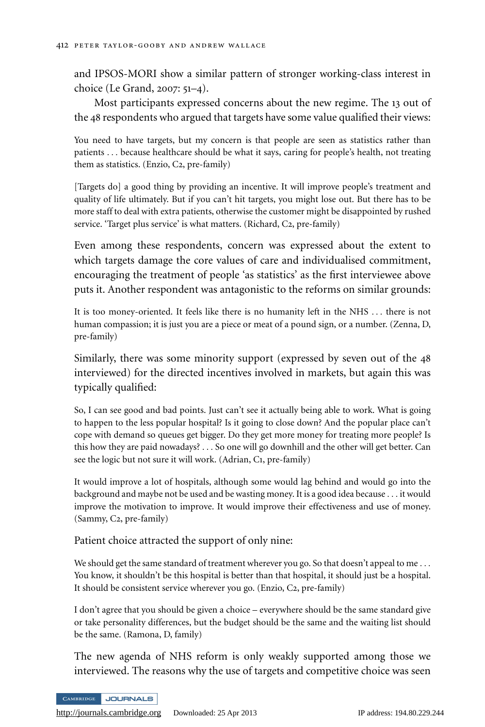and IPSOS-MORI show a similar pattern of stronger working-class interest in choice (Le Grand, 2007: 51–4).

Most participants expressed concerns about the new regime. The 13 out of the 48 respondents who argued that targets have some value qualified their views:

> You need to have targets, but my concern is that people are seen as statistics rather than patients . . . because healthcare should be what it says, caring for people's health, not treating them as statistics. (Enzio, C2, pre-family)

> [Targets do] a good thing by providing an incentive. It will improve people's treatment and quality of life ultimately. But if you can't hit targets, you might lose out. But there has to be more staff to deal with extra patients, otherwise the customer might be disappointed by rushed service. 'Target plus service' is what matters. (Richard, C2, pre-family)

Even among these respondents, concern was expressed about the extent to which targets damage the core values of care and individualised commitment, encouraging the treatment of people 'as statistics' as the first interviewee above puts it. Another respondent was antagonistic to the reforms on similar grounds:

> It is too money-oriented. It feels like there is no humanity left in the NHS . . . there is not human compassion; it is just you are a piece or meat of a pound sign, or a number. (Zenna, D, pre-family)

Similarly, there was some minority support (expressed by seven out of the 48 interviewed) for the directed incentives involved in markets, but again this was typically qualified:

> So, I can see good and bad points. Just can't see it actually being able to work. What is going to happen to the less popular hospital? Is it going to close down? And the popular place can't cope with demand so queues get bigger. Do they get more money for treating more people? Is this how they are paid nowadays? . . . So one will go downhill and the other will get better. Can see the logic but not sure it will work. (Adrian, C1, pre-family)

> It would improve a lot of hospitals, although some would lag behind and would go into the background and maybe not be used and be wasting money. It is a good idea because . . . it would improve the motivation to improve. It would improve their effectiveness and use of money. (Sammy, C2, pre-family)

Patient choice attracted the support of only nine:

> We should get the same standard of treatment wherever you go. So that doesn't appeal to me . . . You know, it shouldn't be this hospital is better than that hospital, it should just be a hospital. It should be consistent service wherever you go. (Enzio, C2, pre-family)

> I don't agree that you should be given a choice – everywhere should be the same standard give or take personality differences, but the budget should be the same and the waiting list should be the same. (Ramona, D, family)

The new agenda of NHS reform is only weakly supported among those we interviewed. The reasons why the use of targets and competitive choice was seen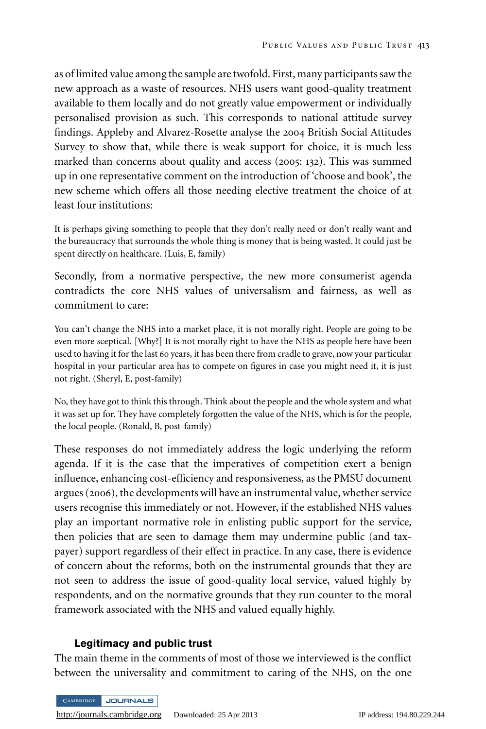as of limited value among the sample are twofold. First, many participants saw the new approach as a waste of resources. NHS users want good-quality treatment available to them locally and do not greatly value empowerment or individually personalised provision as such. This corresponds to national attitude survey findings. Appleby and Alvarez-Rosette analyse the 2004 British Social Attitudes Survey to show that, while there is weak support for choice, it is much less marked than concerns about quality and access (2005: 132). This was summed up in one representative comment on the introduction of 'choose and book', the new scheme which offers all those needing elective treatment the choice of at least four institutions:

> It is perhaps giving something to people that they don't really need or don't really want and the bureaucracy that surrounds the whole thing is money that is being wasted. It could just be spent directly on healthcare. (Luis, E, family)

Secondly, from a normative perspective, the new more consumerist agenda contradicts the core NHS values of universalism and fairness, as well as commitment to care:

> You can't change the NHS into a market place, it is not morally right. People are going to be even more sceptical. [Why?] It is not morally right to have the NHS as people here have been used to having it for the last 60 years, it has been there from cradle to grave, now your particular hospital in your particular area has to compete on figures in case you might need it, it is just not right. (Sheryl, E, post-family)

> No, they have got to think this through. Think about the people and the whole system and what it was set up for. They have completely forgotten the value of the NHS, which is for the people, the local people. (Ronald, B, post-family)

These responses do not immediately address the logic underlying the reform agenda. If it is the case that the imperatives of competition exert a benign influence, enhancing cost-efficiency and responsiveness, as the PMSU document argues (2006), the developments will have an instrumental value, whether service users recognise this immediately or not. However, if the established NHS values play an important normative role in enlisting public support for the service, then policies that are seen to damage them may undermine public (and tax-payer) support regardless of their effect in practice. In any case, there is evidence of concern about the reforms, both on the instrumental grounds that they are not seen to address the issue of good-quality local service, valued highly by respondents, and on the normative grounds that they run counter to the moral framework associated with the NHS and valued equally highly.

### Legitimacy and public trust

The main theme in the comments of most of those we interviewed is the conflict between the universality and commitment to caring of the NHS, on the one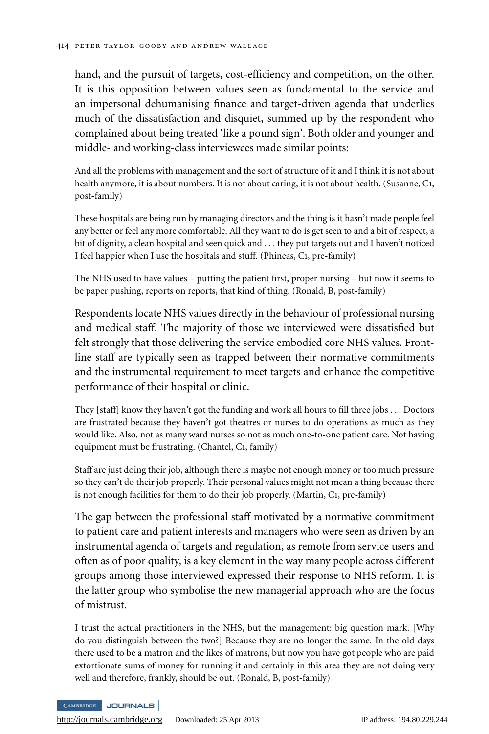hand, and the pursuit of targets, cost-efficiency and competition, on the other. It is this opposition between values seen as fundamental to the service and an impersonal dehumanising finance and target-driven agenda that underlies much of the dissatisfaction and disquiet, summed up by the respondent who complained about being treated 'like a pound sign'. Both older and younger and middle- and working-class interviewees made similar points:

> And all the problems with management and the sort of structure of it and I think it is not about health anymore, it is about numbers. It is not about caring, it is not about health. (Susanne, C1, post-family)

> These hospitals are being run by managing directors and the thing is it hasn't made people feel any better or feel any more comfortable. All they want to do is get seen to and a bit of respect, a bit of dignity, a clean hospital and seen quick and . . . they put targets out and I haven't noticed I feel happier when I use the hospitals and stuff. (Phineas, C1, pre-family)

> The NHS used to have values – putting the patient first, proper nursing – but now it seems to be paper pushing, reports on reports, that kind of thing. (Ronald, B, post-family)

Respondents locate NHS values directly in the behaviour of professional nursing and medical staff. The majority of those we interviewed were dissatisfied but felt strongly that those delivering the service embodied core NHS values. Front-line staff are typically seen as trapped between their normative commitments and the instrumental requirement to meet targets and enhance the competitive performance of their hospital or clinic.

> They [staff] know they haven't got the funding and work all hours to fill three jobs . . . Doctors are frustrated because they haven't got theatres or nurses to do operations as much as they would like. Also, not as many ward nurses so not as much one-to-one patient care. Not having equipment must be frustrating. (Chantel, C1, family)

> Staff are just doing their job, although there is maybe not enough money or too much pressure so they can't do their job properly. Their personal values might not mean a thing because there is not enough facilities for them to do their job properly. (Martin, C1, pre-family)

The gap between the professional staff motivated by a normative commitment to patient care and patient interests and managers who were seen as driven by an instrumental agenda of targets and regulation, as remote from service users and often as of poor quality, is a key element in the way many people across different groups among those interviewed expressed their response to NHS reform. It is the latter group who symbolise the new managerial approach who are the focus of mistrust.

> I trust the actual practitioners in the NHS, but the management: big question mark. [Why do you distinguish between the two?] Because they are no longer the same. In the old days there used to be a matron and the likes of matrons, but now you have got people who are paid extortionate sums of money for running it and certainly in this area they are not doing very well and therefore, frankly, should be out. (Ronald, B, post-family)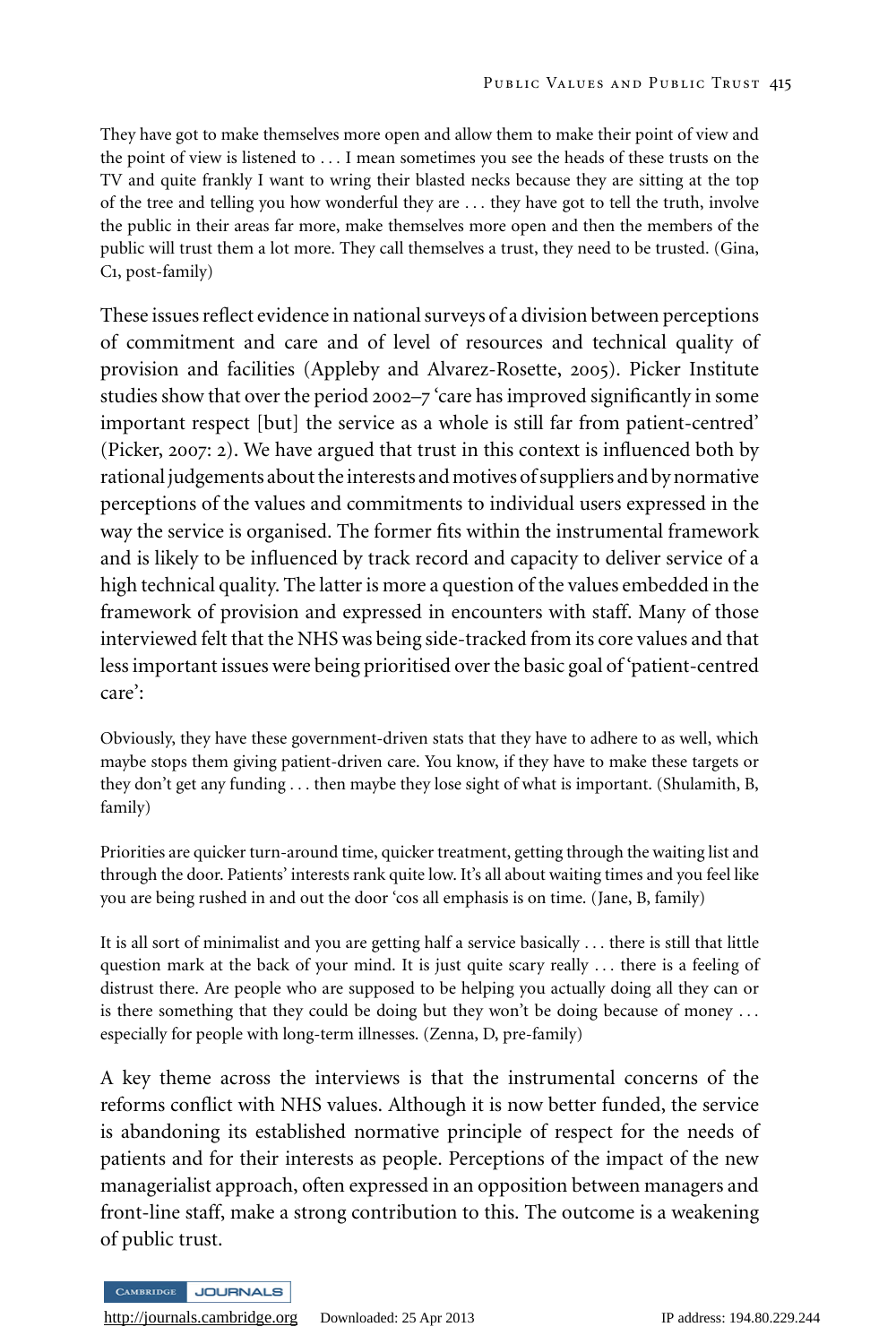They have got to make themselves more open and allow them to make their point of view and the point of view is listened to . . . I mean sometimes you see the heads of these trusts on the TV and quite frankly I want to wring their blasted necks because they are sitting at the top of the tree and telling you how wonderful they are . . . they have got to tell the truth, involve the public in their areas far more, make themselves more open and then the members of the public will trust them a lot more. They call themselves a trust, they need to be trusted. (Gina, C1, post-family)

These issues reflect evidence in national surveys of a division between perceptions of commitment and care and of level of resources and technical quality of provision and facilities (Appleby and Alvarez-Rosette, 2005). Picker Institute studies show that over the period 2002–7 'care has improved significantly in some important respect [but] the service as a whole is still far from patient-centred' (Picker, 2007: 2). We have argued that trust in this context is influenced both by rational judgements about the interests and motives of suppliers and by normative perceptions of the values and commitments to individual users expressed in the way the service is organised. The former fits within the instrumental framework and is likely to be influenced by track record and capacity to deliver service of a high technical quality. The latter is more a question of the values embedded in the framework of provision and expressed in encounters with staff. Many of those interviewed felt that the NHS was being side-tracked from its core values and that less important issues were being prioritised over the basic goal of 'patient-centred care':

Obviously, they have these government-driven stats that they have to adhere to as well, which maybe stops them giving patient-driven care. You know, if they have to make these targets or they don't get any funding . . . then maybe they lose sight of what is important. (Shulamith, B, family)

Priorities are quicker turn-around time, quicker treatment, getting through the waiting list and through the door. Patients' interests rank quite low. It's all about waiting times and you feel like you are being rushed in and out the door 'cos all emphasis is on time. (Jane, B, family)

It is all sort of minimalist and you are getting half a service basically . . . there is still that little question mark at the back of your mind. It is just quite scary really . . . there is a feeling of distrust there. Are people who are supposed to be helping you actually doing all they can or is there something that they could be doing but they won't be doing because of money . . . especially for people with long-term illnesses. (Zenna, D, pre-family)

A key theme across the interviews is that the instrumental concerns of the reforms conflict with NHS values. Although it is now better funded, the service is abandoning its established normative principle of respect for the needs of patients and for their interests as people. Perceptions of the impact of the new managerialist approach, often expressed in an opposition between managers and front-line staff, make a strong contribution to this. The outcome is a weakening of public trust.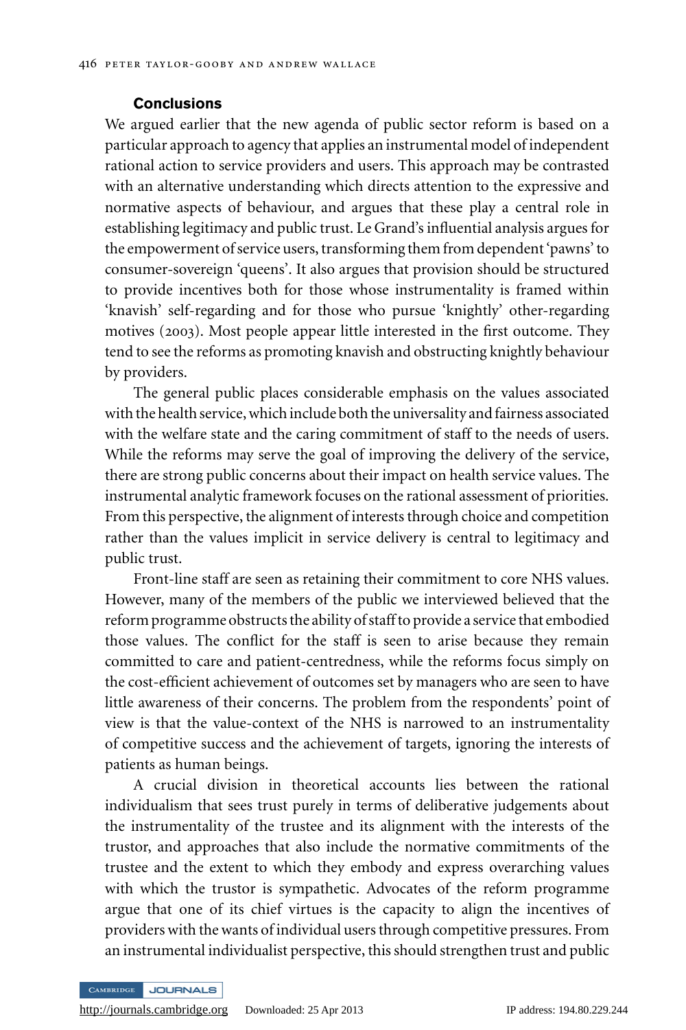### Conclusions

We argued earlier that the new agenda of public sector reform is based on a particular approach to agency that applies an instrumental model of independent rational action to service providers and users. This approach may be contrasted with an alternative understanding which directs attention to the expressive and normative aspects of behaviour, and argues that these play a central role in establishing legitimacy and public trust. Le Grand's influential analysis argues for the empowerment of service users, transforming them from dependent 'pawns' to consumer-sovereign 'queens'. It also argues that provision should be structured to provide incentives both for those whose instrumentality is framed within 'knavish' self-regarding and for those who pursue 'knightly' other-regarding motives (2003). Most people appear little interested in the first outcome. They tend to see the reforms as promoting knavish and obstructing knightly behaviour by providers.

The general public places considerable emphasis on the values associated with the health service, which include both the universality and fairness associated with the welfare state and the caring commitment of staff to the needs of users. While the reforms may serve the goal of improving the delivery of the service, there are strong public concerns about their impact on health service values. The instrumental analytic framework focuses on the rational assessment of priorities. From this perspective, the alignment of interests through choice and competition rather than the values implicit in service delivery is central to legitimacy and public trust.

Front-line staff are seen as retaining their commitment to core NHS values. However, many of the members of the public we interviewed believed that the reform programme obstructs the ability of staff to provide a service that embodied those values. The conflict for the staff is seen to arise because they remain committed to care and patient-centredness, while the reforms focus simply on the cost-efficient achievement of outcomes set by managers who are seen to have little awareness of their concerns. The problem from the respondents' point of view is that the value-context of the NHS is narrowed to an instrumentality of competitive success and the achievement of targets, ignoring the interests of patients as human beings.

A crucial division in theoretical accounts lies between the rational individualism that sees trust purely in terms of deliberative judgements about the instrumentality of the trustee and its alignment with the interests of the trustor, and approaches that also include the normative commitments of the trustee and the extent to which they embody and express overarching values with which the trustor is sympathetic. Advocates of the reform programme argue that one of its chief virtues is the capacity to align the incentives of providers with the wants of individual users through competitive pressures. From an instrumental individualist perspective, this should strengthen trust and public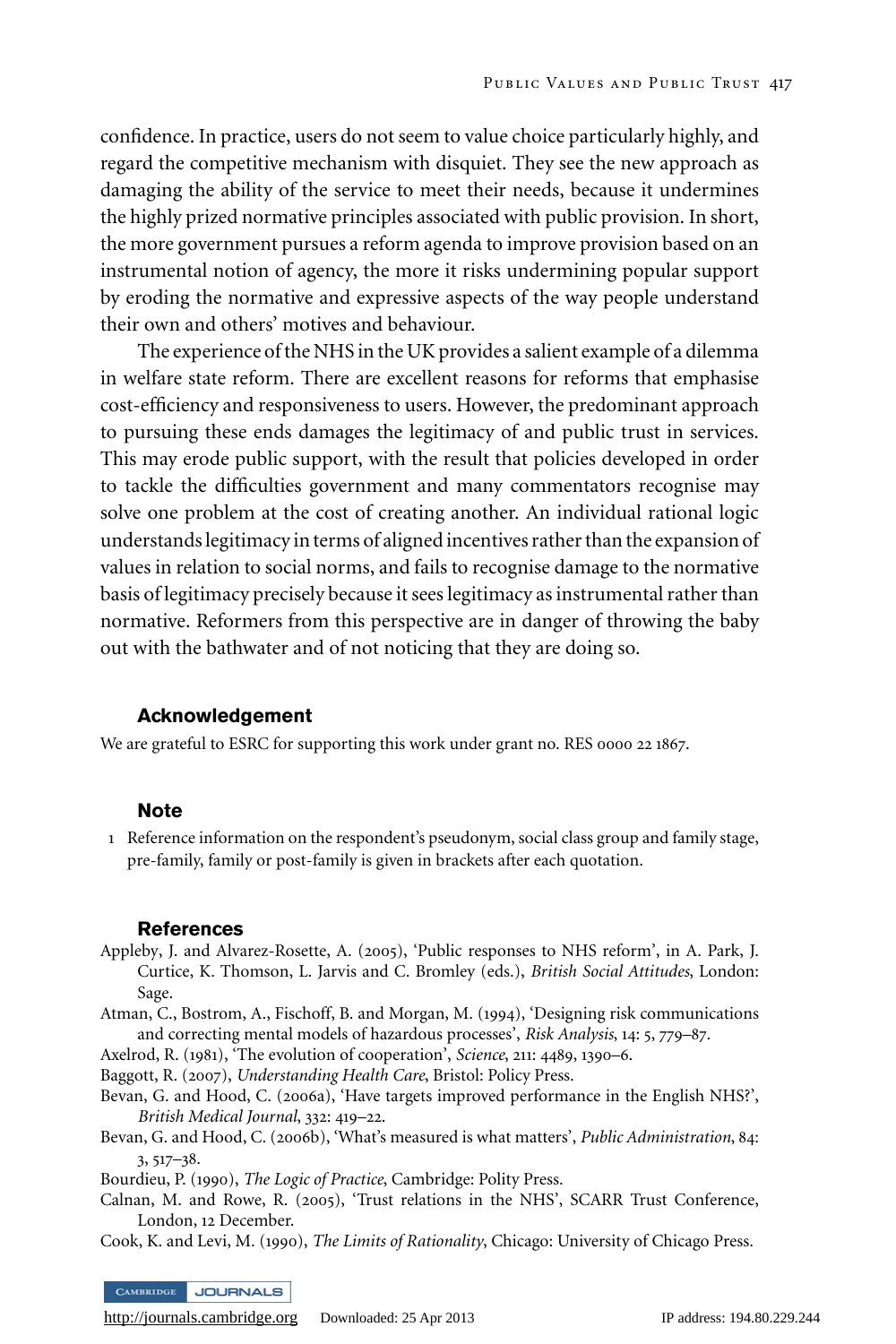confidence. In practice, users do not seem to value choice particularly highly, and regard the competitive mechanism with disquiet. They see the new approach as damaging the ability of the service to meet their needs, because it undermines the highly prized normative principles associated with public provision. In short, the more government pursues a reform agenda to improve provision based on an instrumental notion of agency, the more it risks undermining popular support by eroding the normative and expressive aspects of the way people understand their own and others' motives and behaviour.

The experience of the NHS in the UK provides a salient example of a dilemma in welfare state reform. There are excellent reasons for reforms that emphasise cost-efficiency and responsiveness to users. However, the predominant approach to pursuing these ends damages the legitimacy of and public trust in services. This may erode public support, with the result that policies developed in order to tackle the difficulties government and many commentators recognise may solve one problem at the cost of creating another. An individual rational logic understands legitimacy in terms of aligned incentives rather than the expansion of values in relation to social norms, and fails to recognise damage to the normative basis of legitimacy precisely because it sees legitimacy as instrumental rather than normative. Reformers from this perspective are in danger of throwing the baby out with the bathwater and of not noticing that they are doing so.

## Acknowledgement

We are grateful to ESRC for supporting this work under grant no. RES 0000 22 1867.

## Note

1 Reference information on the respondent's pseudonym, social class group and family stage, pre-family, family or post-family is given in brackets after each quotation.

## References

Appleby, J. and Alvarez-Rosette, A. (2005), 'Public responses to NHS reform', in A. Park, J. Curtice, K. Thomson, L. Jarvis and C. Bromley (eds.), *British Social Attitudes*, London: Sage.

Atman, C., Bostrom, A., Fischoff, B. and Morgan, M. (1994), 'Designing risk communications and correcting mental models of hazardous processes', *Risk Analysis*, 14: 5, 779–87.

Axelrod, R. (1981), 'The evolution of cooperation', *Science*, 211: 4489, 1390–6.

Baggott, R. (2007), *Understanding Health Care*, Bristol: Policy Press.

Bevan, G. and Hood, C. (2006a), 'Have targets improved performance in the English NHS?', *British Medical Journal*, 332: 419–22.

Bevan, G. and Hood, C. (2006b), 'What's measured is what matters', *Public Administration*, 84: 3, 517–38.

Bourdieu, P. (1990), *The Logic of Practice*, Cambridge: Polity Press.

Calnan, M. and Rowe, R. (2005), 'Trust relations in the NHS', SCARR Trust Conference, London, 12 December.

Cook, K. and Levi, M. (1990), *The Limits of Rationality*, Chicago: University of Chicago Press.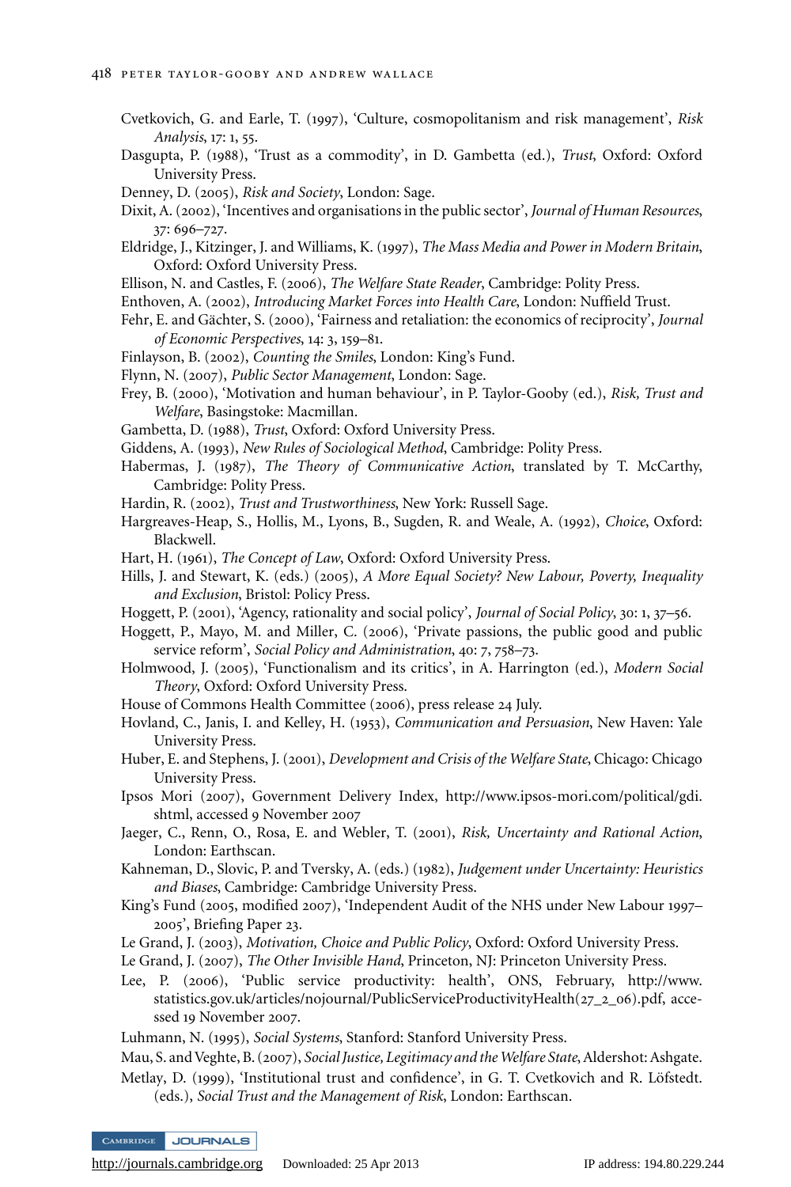Cvetkovich, G. and Earle, T. (1997), 'Culture, cosmopolitanism and risk management', *Risk Analysis*, 17: 1, 55.

Dasgupta, P. (1988), 'Trust as a commodity', in D. Gambetta (ed.), *Trust*, Oxford: Oxford University Press.

Denney, D. (2005), *Risk and Society*, London: Sage.

Dixit, A. (2002), 'Incentives and organisations in the public sector', *Journal of Human Resources*, 37: 696–727.

Eldridge, J., Kitzinger, J. and Williams, K. (1997), *The Mass Media and Power in Modern Britain*, Oxford: Oxford University Press.

Ellison, N. and Castles, F. (2006), *The Welfare State Reader*, Cambridge: Polity Press.

Enthoven, A. (2002), *Introducing Market Forces into Health Care*, London: Nuffield Trust.

Fehr, E. and Gächter, S. (2000), 'Fairness and retaliation: the economics of reciprocity', *Journal of Economic Perspectives*, 14: 3, 159–81.

Finlayson, B. (2002), *Counting the Smiles*, London: King's Fund.

Flynn, N. (2007), *Public Sector Management*, London: Sage.

Frey, B. (2000), 'Motivation and human behaviour', in P. Taylor-Gooby (ed.), *Risk, Trust and Welfare*, Basingstoke: Macmillan.

Gambetta, D. (1988), *Trust*, Oxford: Oxford University Press.

Giddens, A. (1993), *New Rules of Sociological Method*, Cambridge: Polity Press.

Habermas, J. (1987), *The Theory of Communicative Action*, translated by T. McCarthy, Cambridge: Polity Press.

Hardin, R. (2002), *Trust and Trustworthiness*, New York: Russell Sage.

Hargreaves-Heap, S., Hollis, M., Lyons, B., Sugden, R. and Weale, A. (1992), *Choice*, Oxford: Blackwell.

Hart, H. (1961), *The Concept of Law*, Oxford: Oxford University Press.

Hills, J. and Stewart, K. (eds.) (2005), *A More Equal Society? New Labour, Poverty, Inequality and Exclusion*, Bristol: Policy Press.

Hoggett, P. (2001), 'Agency, rationality and social policy', *Journal of Social Policy*, 30: 1, 37–56.

Hoggett, P., Mayo, M. and Miller, C. (2006), 'Private passions, the public good and public service reform', *Social Policy and Administration*, 40: 7, 758–73.

Holmwood, J. (2005), 'Functionalism and its critics', in A. Harrington (ed.), *Modern Social Theory*, Oxford: Oxford University Press.

House of Commons Health Committee (2006), press release 24 July.

Hovland, C., Janis, I. and Kelley, H. (1953), *Communication and Persuasion*, New Haven: Yale University Press.

Huber, E. and Stephens, J. (2001), *Development and Crisis of the Welfare State*, Chicago: Chicago University Press.

Ipsos Mori (2007), Government Delivery Index, http://www.ipsos-mori.com/political/gdi.shtml, accessed 9 November 2007

Jaeger, C., Renn, O., Rosa, E. and Webler, T. (2001), *Risk, Uncertainty and Rational Action*, London: Earthscan.

Kahneman, D., Slovic, P. and Tversky, A. (eds.) (1982), *Judgement under Uncertainty: Heuristics and Biases*, Cambridge: Cambridge University Press.

King's Fund (2005, modified 2007), 'Independent Audit of the NHS under New Labour 1997–2005', Briefing Paper 23.

Le Grand, J. (2003), *Motivation, Choice and Public Policy*, Oxford: Oxford University Press.

Le Grand, J. (2007), *The Other Invisible Hand*, Princeton, NJ: Princeton University Press.

Lee, P. (2006), 'Public service productivity: health', ONS, February, http://www.statistics.gov.uk/articles/nojournal/PublicServiceProductivityHealth(27_2_06).pdf, accessed 19 November 2007.

Luhmann, N. (1995), *Social Systems*, Stanford: Stanford University Press.

Mau, S. and Veghte, B. (2007), *Social Justice, Legitimacy and the Welfare State*, Aldershot: Ashgate.

Metlay, D. (1999), 'Institutional trust and confidence', in G. T. Cvetkovich and R. Löfstedt. (eds.), *Social Trust and the Management of Risk*, London: Earthscan.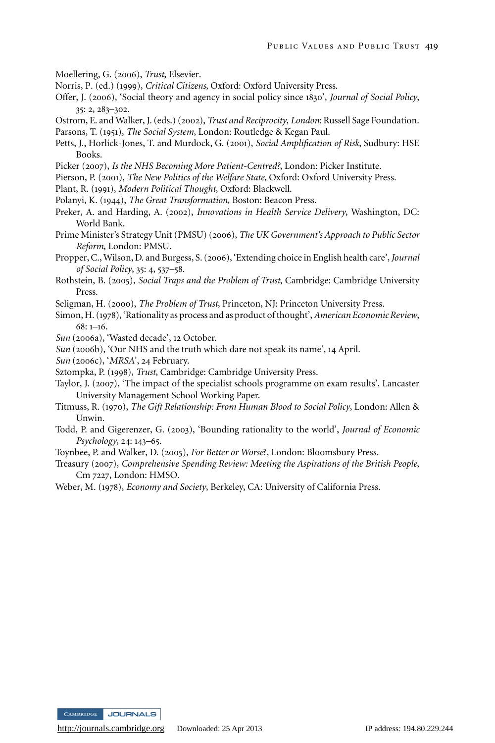Moellering, G. (2006), *Trust*, Elsevier.

Norris, P. (ed.) (1999), *Critical Citizens*, Oxford: Oxford University Press.

Offer, J. (2006), 'Social theory and agency in social policy since 1830', *Journal of Social Policy*, 35: 2, 283–302.

Ostrom, E. and Walker, J. (eds.) (2002), *Trust and Reciprocity*, *London*: Russell Sage Foundation.

Parsons, T. (1951), *The Social System*, London: Routledge & Kegan Paul.

Petts, J., Horlick-Jones, T. and Murdock, G. (2001), *Social Amplification of Risk*, Sudbury: HSE Books.

Picker (2007), *Is the NHS Becoming More Patient-Centred?*, London: Picker Institute.

Pierson, P. (2001), *The New Politics of the Welfare State*, Oxford: Oxford University Press.

Plant, R. (1991), *Modern Political Thought*, Oxford: Blackwell.

Polanyi, K. (1944), *The Great Transformation*, Boston: Beacon Press.

Preker, A. and Harding, A. (2002), *Innovations in Health Service Delivery*, Washington, DC: World Bank.

Prime Minister's Strategy Unit (PMSU) (2006), *The UK Government's Approach to Public Sector Reform*, London: PMSU.

Propper, C., Wilson, D. and Burgess, S. (2006), 'Extending choice in English health care', *Journal of Social Policy*, 35: 4, 537–58.

Rothstein, B. (2005), *Social Traps and the Problem of Trust*, Cambridge: Cambridge University Press.

Seligman, H. (2000), *The Problem of Trust*, Princeton, NJ: Princeton University Press.

Simon, H. (1978), 'Rationality as process and as product of thought', *American Economic Review*, 68: 1–16.

*Sun* (2006a), 'Wasted decade', 12 October.

*Sun* (2006b), 'Our NHS and the truth which dare not speak its name', 14 April.

*Sun* (2006c), '*MRSA*', 24 February.

Sztompka, P. (1998), *Trust*, Cambridge: Cambridge University Press.

Taylor, J. (2007), 'The impact of the specialist schools programme on exam results', Lancaster University Management School Working Paper.

Titmuss, R. (1970), *The Gift Relationship: From Human Blood to Social Policy*, London: Allen & Unwin.

Todd, P. and Gigerenzer, G. (2003), 'Bounding rationality to the world', *Journal of Economic Psychology*, 24: 143–65.

Toynbee, P. and Walker, D. (2005), *For Better or Worse*?, London: Bloomsbury Press.

Treasury (2007), *Comprehensive Spending Review: Meeting the Aspirations of the British People*, Cm 7227, London: HMSO.

Weber, M. (1978), *Economy and Society*, Berkeley, CA: University of California Press.